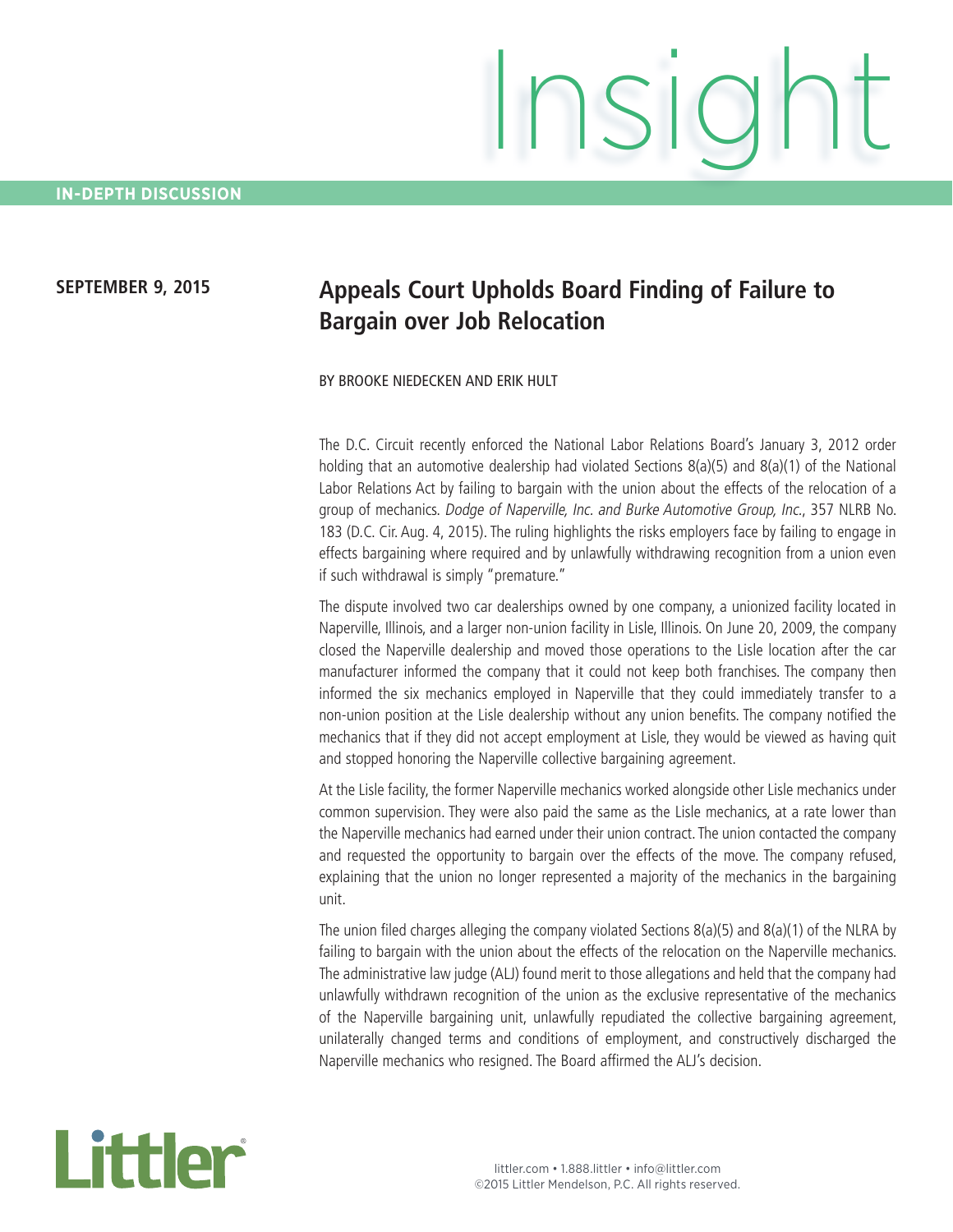# Insight

**IN-DEPTH DISCUSSION**

**SEPTEMBER 9, 2015**

## Appeals Court Upholds Board Finding of Failure to Bargain over Job Relocation

BY BROOKE NIEDECKEN AND ERIK HULT

The D.C. Circuit recently enforced the National Labor Relations Board's January 3, 2012 order holding that an automotive dealership had violated Sections 8(a)(5) and 8(a)(1) of the National Labor Relations Act by failing to bargain with the union about the effects of the relocation of a group of mechanics. *Dodge of Naperville, Inc. and Burke Automotive Group, Inc.*, 357 NLRB No. 183 (D.C. Cir. Aug. 4, 2015). The ruling highlights the risks employers face by failing to engage in effects bargaining where required and by unlawfully withdrawing recognition from a union even if such withdrawal is simply "premature."

The dispute involved two car dealerships owned by one company, a unionized facility located in Naperville, Illinois, and a larger non-union facility in Lisle, Illinois. On June 20, 2009, the company closed the Naperville dealership and moved those operations to the Lisle location after the car manufacturer informed the company that it could not keep both franchises. The company then informed the six mechanics employed in Naperville that they could immediately transfer to a non-union position at the Lisle dealership without any union benefits. The company notified the mechanics that if they did not accept employment at Lisle, they would be viewed as having quit and stopped honoring the Naperville collective bargaining agreement.

At the Lisle facility, the former Naperville mechanics worked alongside other Lisle mechanics under common supervision. They were also paid the same as the Lisle mechanics, at a rate lower than the Naperville mechanics had earned under their union contract. The union contacted the company and requested the opportunity to bargain over the effects of the move. The company refused, explaining that the union no longer represented a majority of the mechanics in the bargaining unit.

The union filed charges alleging the company violated Sections 8(a)(5) and 8(a)(1) of the NLRA by failing to bargain with the union about the effects of the relocation on the Naperville mechanics. The administrative law judge (ALJ) found merit to those allegations and held that the company had unlawfully withdrawn recognition of the union as the exclusive representative of the mechanics of the Naperville bargaining unit, unlawfully repudiated the collective bargaining agreement, unilaterally changed terms and conditions of employment, and constructively discharged the Naperville mechanics who resigned. The Board affirmed the ALJ's decision.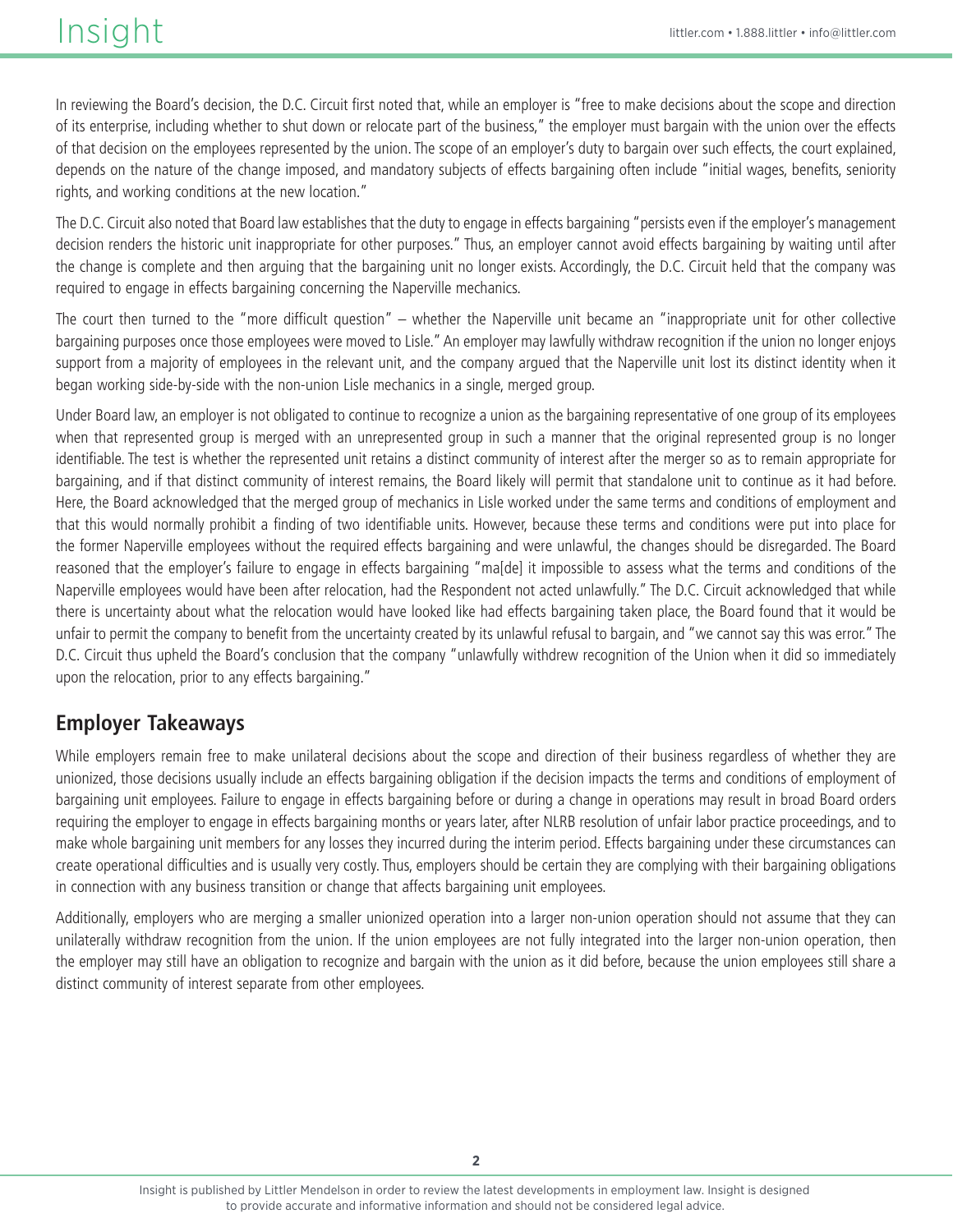In reviewing the Board's decision, the D.C. Circuit first noted that, while an employer is "free to make decisions about the scope and direction of its enterprise, including whether to shut down or relocate part of the business," the employer must bargain with the union over the effects of that decision on the employees represented by the union. The scope of an employer's duty to bargain over such effects, the court explained, depends on the nature of the change imposed, and mandatory subjects of effects bargaining often include "initial wages, benefits, seniority rights, and working conditions at the new location."

The D.C. Circuit also noted that Board law establishes that the duty to engage in effects bargaining "persists even if the employer's management decision renders the historic unit inappropriate for other purposes." Thus, an employer cannot avoid effects bargaining by waiting until after the change is complete and then arguing that the bargaining unit no longer exists. Accordingly, the D.C. Circuit held that the company was required to engage in effects bargaining concerning the Naperville mechanics.

The court then turned to the "more difficult question" – whether the Naperville unit became an "inappropriate unit for other collective bargaining purposes once those employees were moved to Lisle." An employer may lawfully withdraw recognition if the union no longer enjoys support from a majority of employees in the relevant unit, and the company argued that the Naperville unit lost its distinct identity when it began working side-by-side with the non-union Lisle mechanics in a single, merged group.

Under Board law, an employer is not obligated to continue to recognize a union as the bargaining representative of one group of its employees when that represented group is merged with an unrepresented group in such a manner that the original represented group is no longer identifiable. The test is whether the represented unit retains a distinct community of interest after the merger so as to remain appropriate for bargaining, and if that distinct community of interest remains, the Board likely will permit that standalone unit to continue as it had before. Here, the Board acknowledged that the merged group of mechanics in Lisle worked under the same terms and conditions of employment and that this would normally prohibit a finding of two identifiable units. However, because these terms and conditions were put into place for the former Naperville employees without the required effects bargaining and were unlawful, the changes should be disregarded. The Board reasoned that the employer's failure to engage in effects bargaining "ma[de] it impossible to assess what the terms and conditions of the Naperville employees would have been after relocation, had the Respondent not acted unlawfully." The D.C. Circuit acknowledged that while there is uncertainty about what the relocation would have looked like had effects bargaining taken place, the Board found that it would be unfair to permit the company to benefit from the uncertainty created by its unlawful refusal to bargain, and "we cannot say this was error." The D.C. Circuit thus upheld the Board's conclusion that the company "unlawfully withdrew recognition of the Union when it did so immediately upon the relocation, prior to any effects bargaining."

## Employer Takeaways

While employers remain free to make unilateral decisions about the scope and direction of their business regardless of whether they are unionized, those decisions usually include an effects bargaining obligation if the decision impacts the terms and conditions of employment of bargaining unit employees. Failure to engage in effects bargaining before or during a change in operations may result in broad Board orders requiring the employer to engage in effects bargaining months or years later, after NLRB resolution of unfair labor practice proceedings, and to make whole bargaining unit members for any losses they incurred during the interim period. Effects bargaining under these circumstances can create operational difficulties and is usually very costly. Thus, employers should be certain they are complying with their bargaining obligations in connection with any business transition or change that affects bargaining unit employees.

Additionally, employers who are merging a smaller unionized operation into a larger non-union operation should not assume that they can unilaterally withdraw recognition from the union. If the union employees are not fully integrated into the larger non-union operation, then the employer may still have an obligation to recognize and bargain with the union as it did before, because the union employees still share a distinct community of interest separate from other employees.